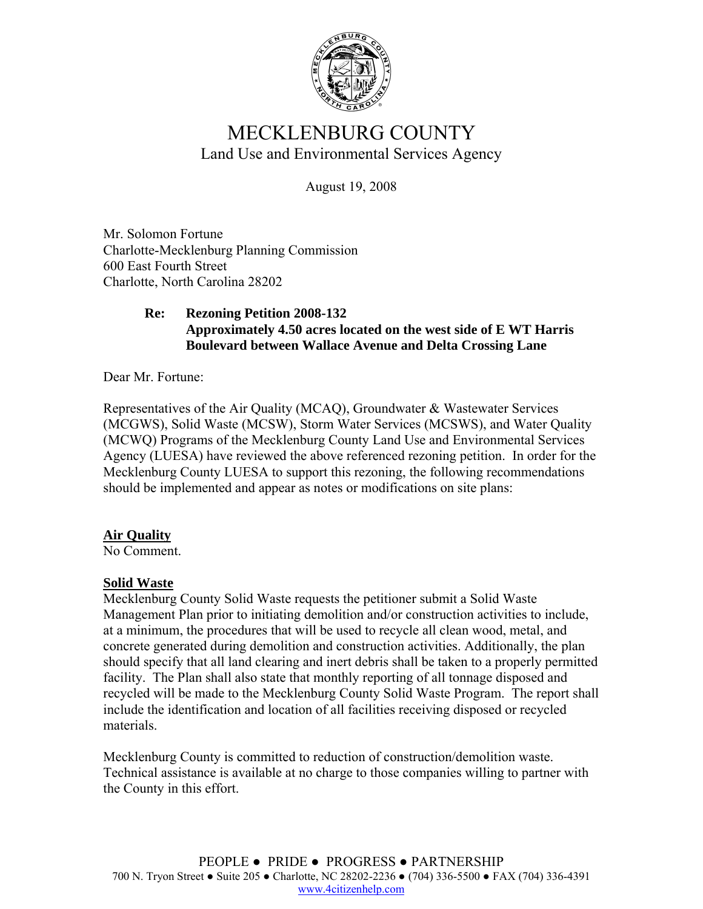# MECKLENBURG COUNTY

## Land Use and Environmental Services Agency

August 19, 2008

Mr. Solomon Fortune
Charlotte-Mecklenburg Planning Commission
600 East Fourth Street
Charlotte, North Carolina 28202

**Re: Rezoning Petition 2008-132**
**Approximately 4.50 acres located on the west side of E WT Harris Boulevard between Wallace Avenue and Delta Crossing Lane**

Dear Mr. Fortune:

Representatives of the Air Quality (MCAQ), Groundwater & Wastewater Services (MCGWS), Solid Waste (MCSW), Storm Water Services (MCSWS), and Water Quality (MCWQ) Programs of the Mecklenburg County Land Use and Environmental Services Agency (LUESA) have reviewed the above referenced rezoning petition. In order for the Mecklenburg County LUESA to support this rezoning, the following recommendations should be implemented and appear as notes or modifications on site plans:

**Air Quality**
No Comment.

**Solid Waste**
Mecklenburg County Solid Waste requests the petitioner submit a Solid Waste Management Plan prior to initiating demolition and/or construction activities to include, at a minimum, the procedures that will be used to recycle all clean wood, metal, and concrete generated during demolition and construction activities. Additionally, the plan should specify that all land clearing and inert debris shall be taken to a properly permitted facility. The Plan shall also state that monthly reporting of all tonnage disposed and recycled will be made to the Mecklenburg County Solid Waste Program. The report shall include the identification and location of all facilities receiving disposed or recycled materials.

Mecklenburg County is committed to reduction of construction/demolition waste. Technical assistance is available at no charge to those companies willing to partner with the County in this effort.

PEOPLE ● PRIDE ● PROGRESS ● PARTNERSHIP
700 N. Tryon Street ● Suite 205 ● Charlotte, NC 28202-2236 ● (704) 336-5500 ● FAX (704) 336-4391
www.4citizenhelp.com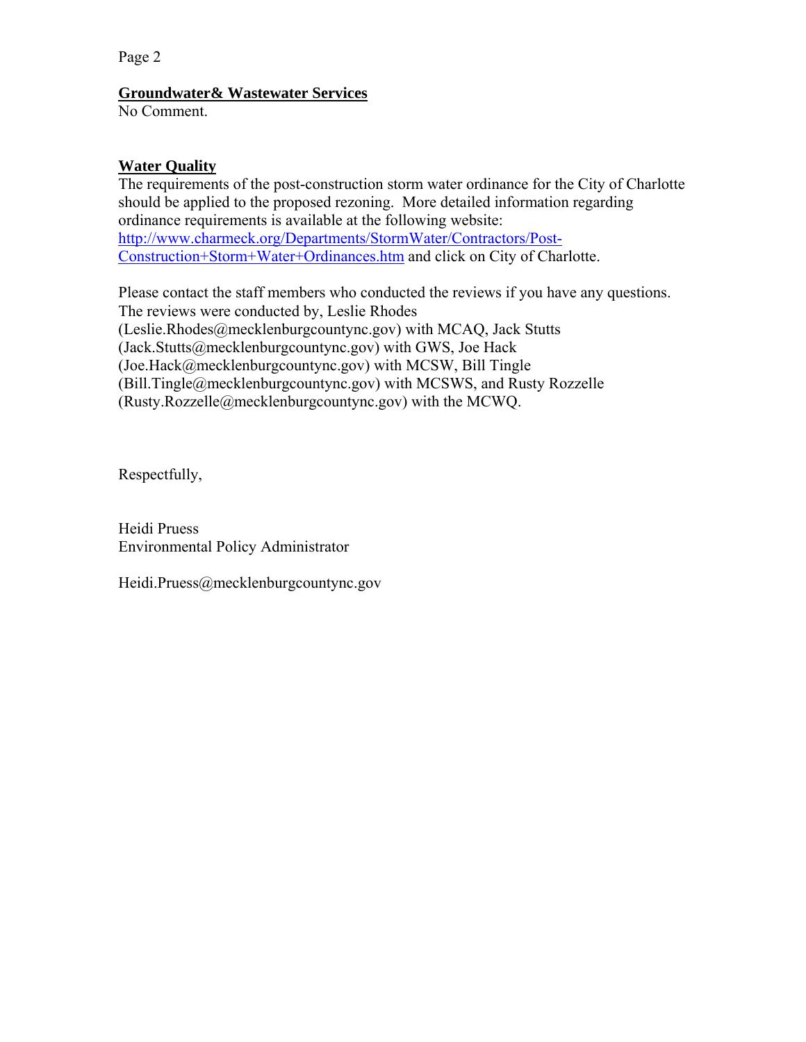**Groundwater& Wastewater Services**
No Comment.

**Water Quality**
The requirements of the post-construction storm water ordinance for the City of Charlotte should be applied to the proposed rezoning. More detailed information regarding ordinance requirements is available at the following website: [http://www.charmeck.org/Departments/StormWater/Contractors/Post-Construction+Storm+Water+Ordinances.htm](http://www.charmeck.org/Departments/StormWater/Contractors/Post-Construction+Storm+Water+Ordinances.htm) and click on City of Charlotte.

Please contact the staff members who conducted the reviews if you have any questions. The reviews were conducted by, Leslie Rhodes (Leslie.Rhodes@mecklenburgcountync.gov) with MCAQ, Jack Stutts (Jack.Stutts@mecklenburgcountync.gov) with GWS, Joe Hack (Joe.Hack@mecklenburgcountync.gov) with MCSW, Bill Tingle (Bill.Tingle@mecklenburgcountync.gov) with MCSWS, and Rusty Rozzelle (Rusty.Rozzelle@mecklenburgcountync.gov) with the MCWQ.

Respectfully,

Heidi Pruess
Environmental Policy Administrator

Heidi.Pruess@mecklenburgcountync.gov